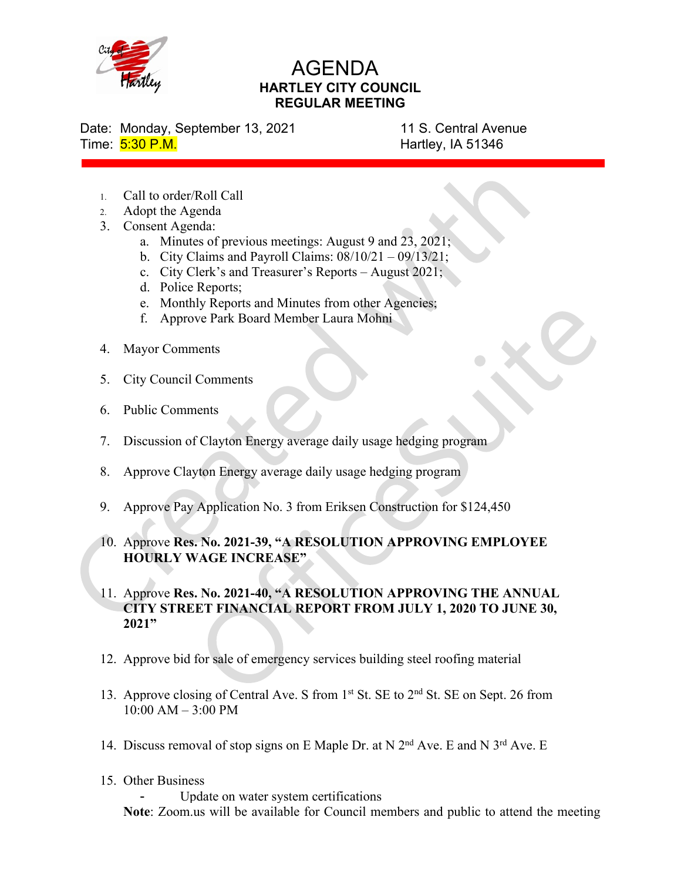# AGENDA

## HARTLEY CITY COUNCIL
## REGULAR MEETING

Date: Monday, September 13, 2021
Time: 5:30 P.M.

11 S. Central Avenue
Hartley, IA 51346

1. Call to order/Roll Call
2. Adopt the Agenda
3. Consent Agenda:
   a. Minutes of previous meetings: August 9 and 23, 2021;
   b. City Claims and Payroll Claims: 08/10/21 – 09/13/21;
   c. City Clerk's and Treasurer's Reports – August 2021;
   d. Police Reports;
   e. Monthly Reports and Minutes from other Agencies;
   f. Approve Park Board Member Laura Mohni
4. Mayor Comments
5. City Council Comments
6. Public Comments
7. Discussion of Clayton Energy average daily usage hedging program
8. Approve Clayton Energy average daily usage hedging program
9. Approve Pay Application No. 3 from Eriksen Construction for $124,450
10. Approve **Res. No. 2021-39, "A RESOLUTION APPROVING EMPLOYEE HOURLY WAGE INCREASE"**
11. Approve **Res. No. 2021-40, "A RESOLUTION APPROVING THE ANNUAL CITY STREET FINANCIAL REPORT FROM JULY 1, 2020 TO JUNE 30, 2021"**
12. Approve bid for sale of emergency services building steel roofing material
13. Approve closing of Central Ave. S from 1st St. SE to 2nd St. SE on Sept. 26 from 10:00 AM – 3:00 PM
14. Discuss removal of stop signs on E Maple Dr. at N 2nd Ave. E and N 3rd Ave. E
15. Other Business
    - Update on water system certifications

**Note**: Zoom.us will be available for Council members and public to attend the meeting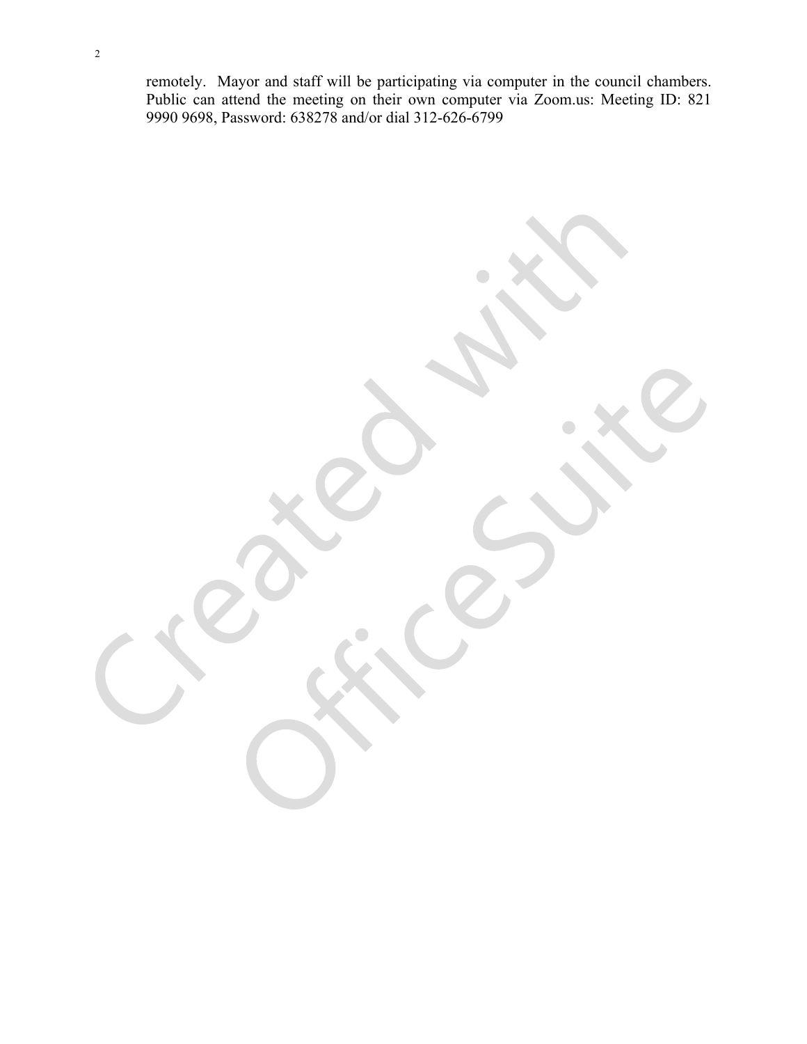remotely. Mayor and staff will be participating via computer in the council chambers. Public can attend the meeting on their own computer via Zoom.us: Meeting ID: 821 9990 9698, Password: 638278 and/or dial 312-626-6799